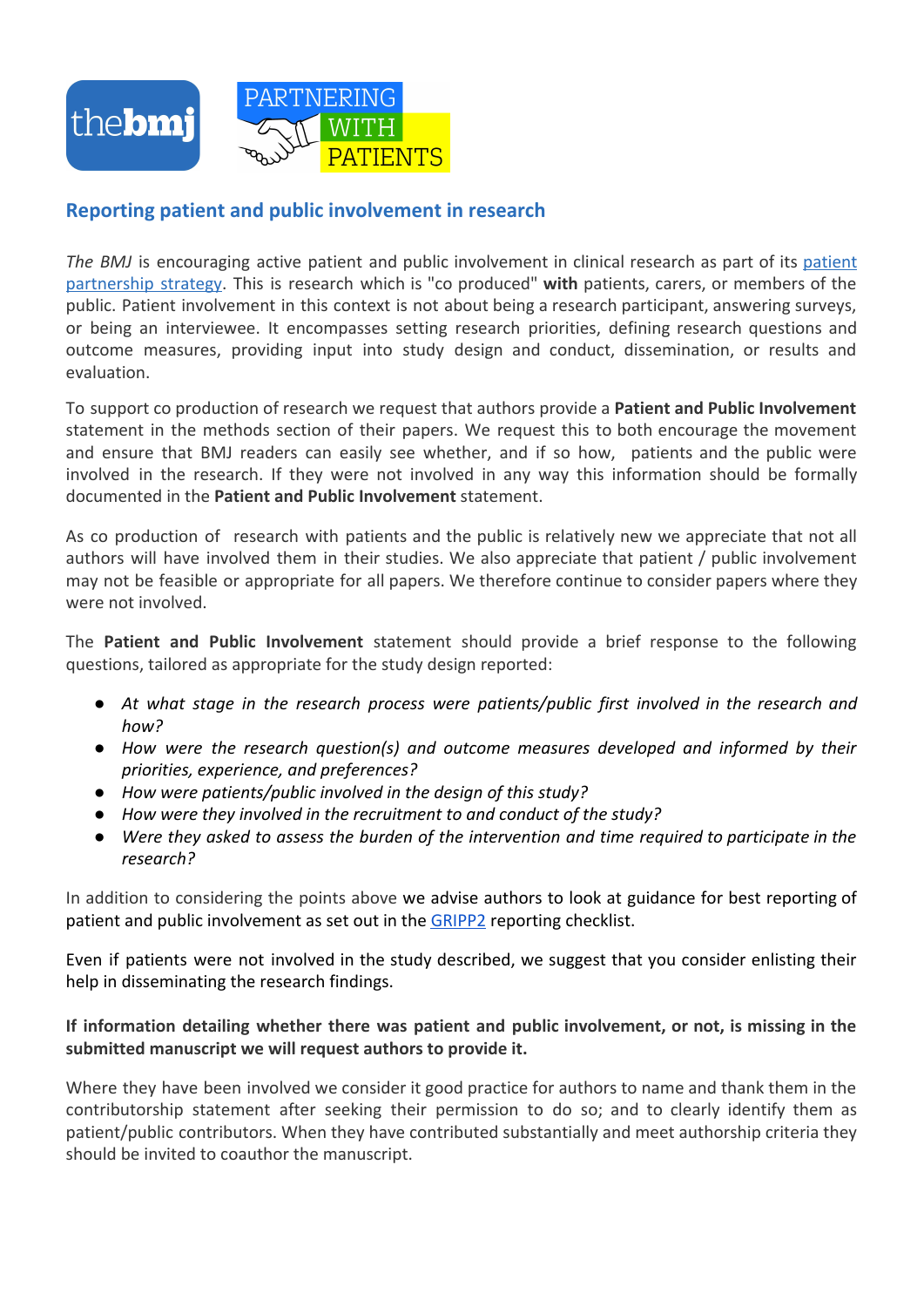## Reporting patient and public involvement in research

*The BMJ* is encouraging active patient and public involvement in clinical research as part of its patient partnership strategy. This is research which is "co produced" **with** patients, carers, or members of the public. Patient involvement in this context is not about being a research participant, answering surveys, or being an interviewee. It encompasses setting research priorities, defining research questions and outcome measures, providing input into study design and conduct, dissemination, or results and evaluation.

To support co production of research we request that authors provide a **Patient and Public Involvement** statement in the methods section of their papers. We request this to both encourage the movement and ensure that BMJ readers can easily see whether, and if so how, patients and the public were involved in the research. If they were not involved in any way this information should be formally documented in the **Patient and Public Involvement** statement.

As co production of research with patients and the public is relatively new we appreciate that not all authors will have involved them in their studies. We also appreciate that patient / public involvement may not be feasible or appropriate for all papers. We therefore continue to consider papers where they were not involved.

The **Patient and Public Involvement** statement should provide a brief response to the following questions, tailored as appropriate for the study design reported:

- *At what stage in the research process were patients/public first involved in the research and how?*
- *How were the research question(s) and outcome measures developed and informed by their priorities, experience, and preferences?*
- *How were patients/public involved in the design of this study?*
- *How were they involved in the recruitment to and conduct of the study?*
- *Were they asked to assess the burden of the intervention and time required to participate in the research?*

In addition to considering the points above we advise authors to look at guidance for best reporting of patient and public involvement as set out in the GRIPP2 reporting checklist.

Even if patients were not involved in the study described, we suggest that you consider enlisting their help in disseminating the research findings.

**If information detailing whether there was patient and public involvement, or not, is missing in the submitted manuscript we will request authors to provide it.**

Where they have been involved we consider it good practice for authors to name and thank them in the contributorship statement after seeking their permission to do so; and to clearly identify them as patient/public contributors. When they have contributed substantially and meet authorship criteria they should be invited to coauthor the manuscript.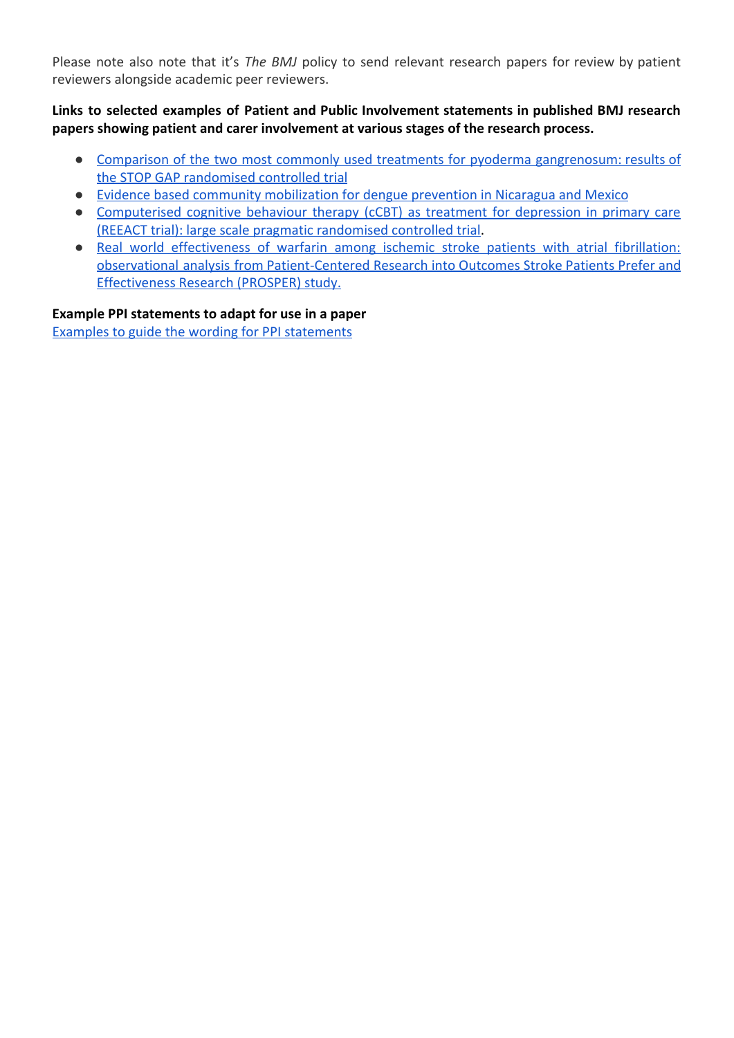Please note also note that it's *The BMJ* policy to send relevant research papers for review by patient reviewers alongside academic peer reviewers.

**Links to selected examples of Patient and Public Involvement statements in published BMJ research papers showing patient and carer involvement at various stages of the research process.**

- Comparison of the two most commonly used treatments for pyoderma gangrenosum: results of the STOP GAP randomised controlled trial
- Evidence based community mobilization for dengue prevention in Nicaragua and Mexico
- Computerised cognitive behaviour therapy (cCBT) as treatment for depression in primary care (REEACT trial): large scale pragmatic randomised controlled trial.
- Real world effectiveness of warfarin among ischemic stroke patients with atrial fibrillation: observational analysis from Patient-Centered Research into Outcomes Stroke Patients Prefer and Effectiveness Research (PROSPER) study.

**Example PPI statements to adapt for use in a paper**

Examples to guide the wording for PPI statements